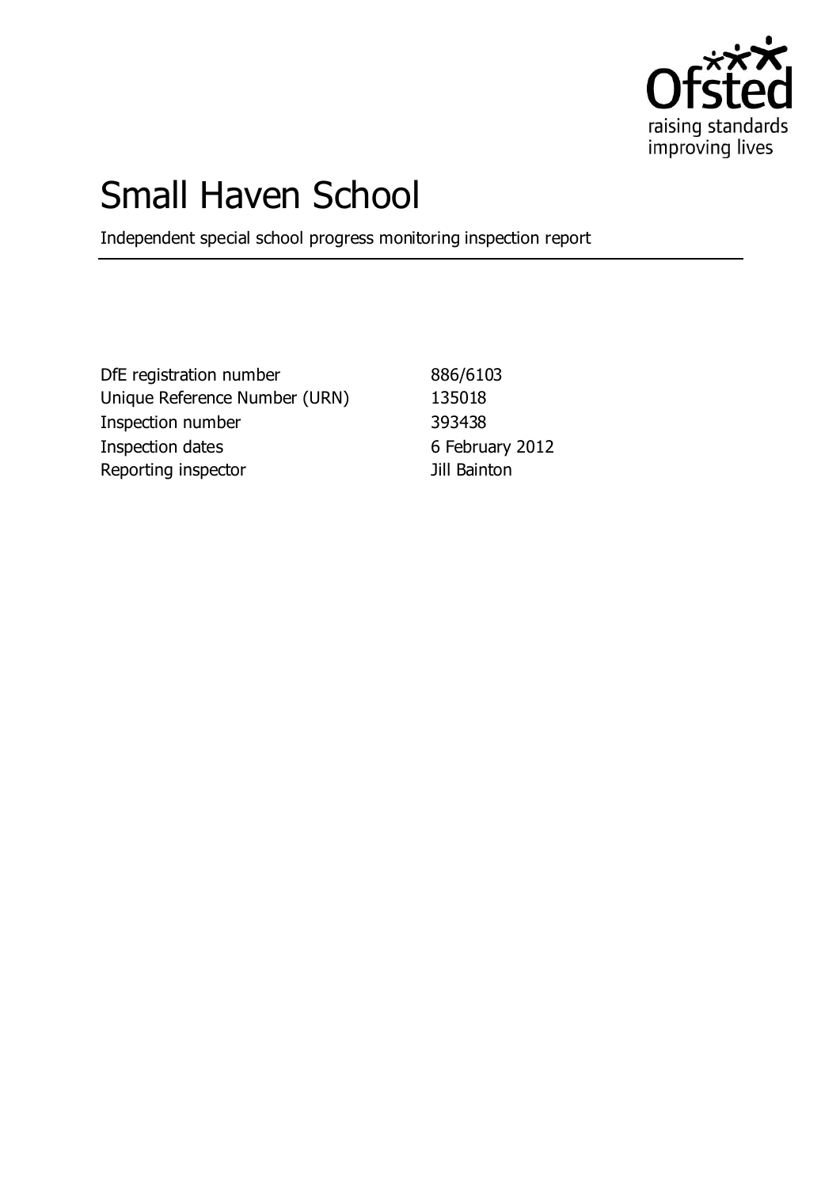Ofsted
raising standards
improving lives

# Small Haven School

Independent special school progress monitoring inspection report

| | |
|---|---|
| DfE registration number | 886/6103 |
| Unique Reference Number (URN) | 135018 |
| Inspection number | 393438 |
| Inspection dates | 6 February 2012 |
| Reporting inspector | Jill Bainton |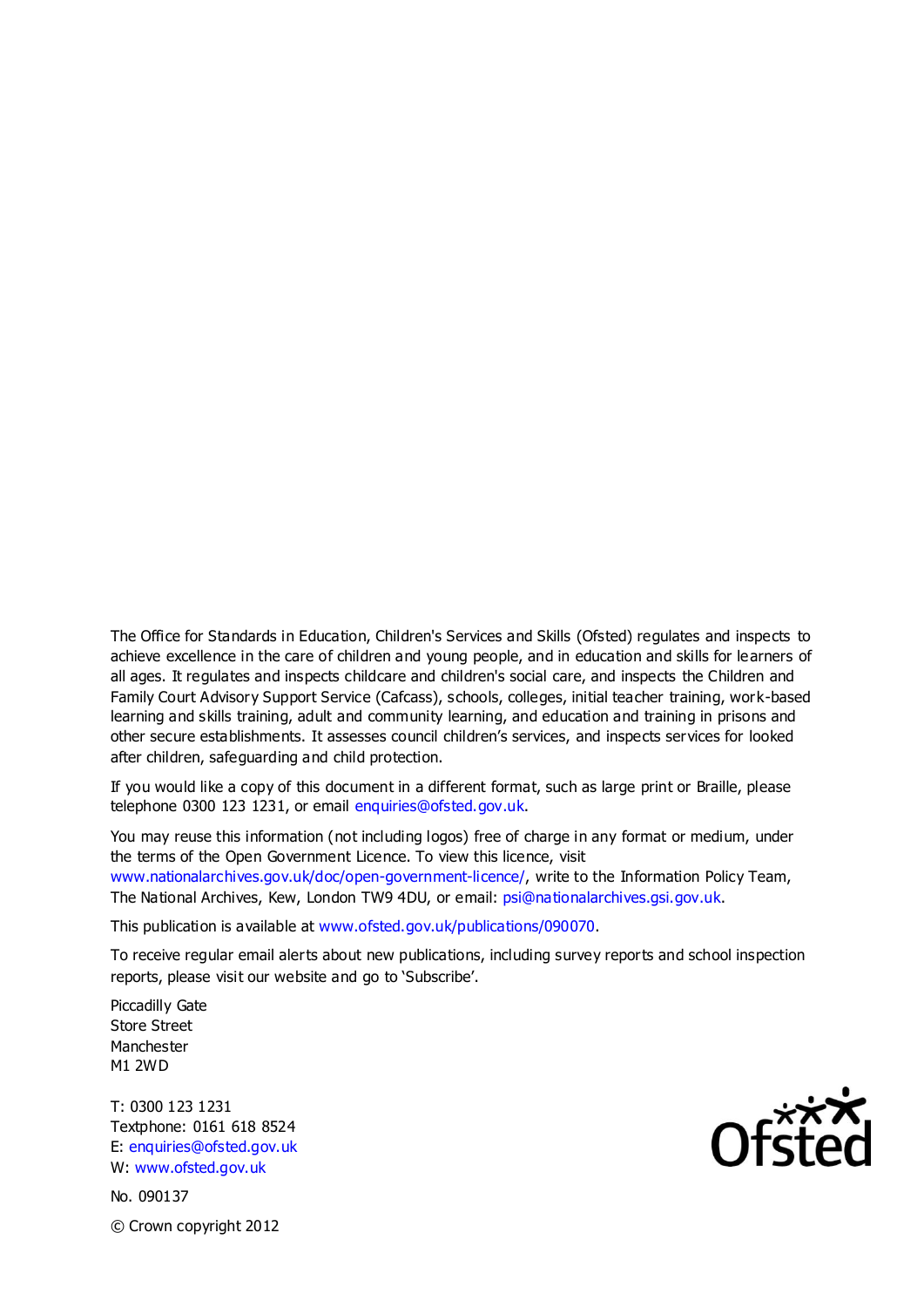The Office for Standards in Education, Children's Services and Skills (Ofsted) regulates and inspects to achieve excellence in the care of children and young people, and in education and skills for learners of all ages. It regulates and inspects childcare and children's social care, and inspects the Children and Family Court Advisory Support Service (Cafcass), schools, colleges, initial teacher training, work-based learning and skills training, adult and community learning, and education and training in prisons and other secure establishments. It assesses council children's services, and inspects services for looked after children, safeguarding and child protection.

If you would like a copy of this document in a different format, such as large print or Braille, please telephone 0300 123 1231, or email enquiries@ofsted.gov.uk.

You may reuse this information (not including logos) free of charge in any format or medium, under the terms of the Open Government Licence. To view this licence, visit www.nationalarchives.gov.uk/doc/open-government-licence/, write to the Information Policy Team, The National Archives, Kew, London TW9 4DU, or email: psi@nationalarchives.gsi.gov.uk.

This publication is available at www.ofsted.gov.uk/publications/090070.

To receive regular email alerts about new publications, including survey reports and school inspection reports, please visit our website and go to 'Subscribe'.

Piccadilly Gate
Store Street
Manchester
M1 2WD

T: 0300 123 1231
Textphone: 0161 618 8524
E: enquiries@ofsted.gov.uk
W: www.ofsted.gov.uk

No. 090137

© Crown copyright 2012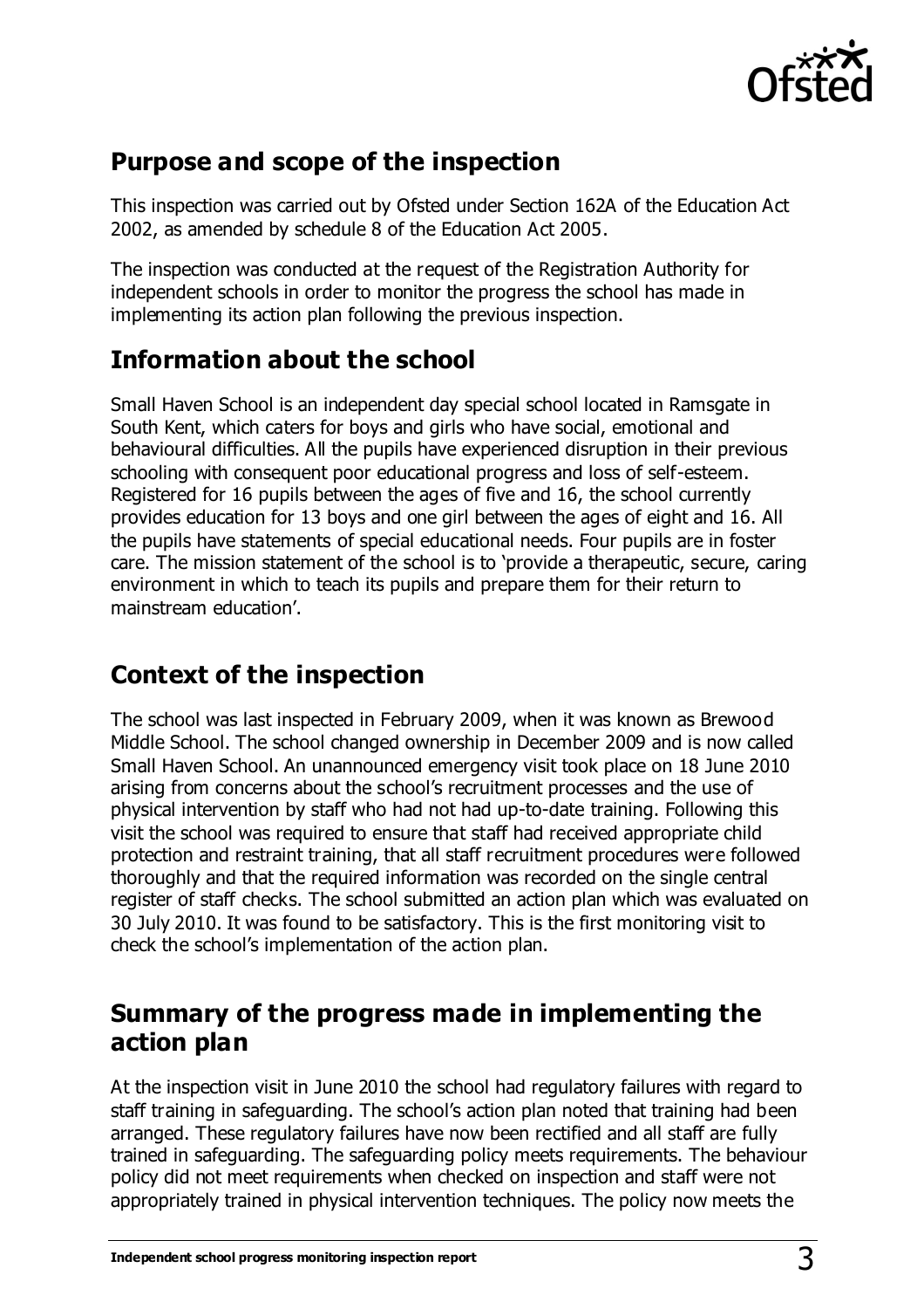## Purpose and scope of the inspection

This inspection was carried out by Ofsted under Section 162A of the Education Act 2002, as amended by schedule 8 of the Education Act 2005.

The inspection was conducted at the request of the Registration Authority for independent schools in order to monitor the progress the school has made in implementing its action plan following the previous inspection.

## Information about the school

Small Haven School is an independent day special school located in Ramsgate in South Kent, which caters for boys and girls who have social, emotional and behavioural difficulties. All the pupils have experienced disruption in their previous schooling with consequent poor educational progress and loss of self-esteem. Registered for 16 pupils between the ages of five and 16, the school currently provides education for 13 boys and one girl between the ages of eight and 16. All the pupils have statements of special educational needs. Four pupils are in foster care. The mission statement of the school is to 'provide a therapeutic, secure, caring environment in which to teach its pupils and prepare them for their return to mainstream education'.

## Context of the inspection

The school was last inspected in February 2009, when it was known as Brewood Middle School. The school changed ownership in December 2009 and is now called Small Haven School. An unannounced emergency visit took place on 18 June 2010 arising from concerns about the school's recruitment processes and the use of physical intervention by staff who had not had up-to-date training. Following this visit the school was required to ensure that staff had received appropriate child protection and restraint training, that all staff recruitment procedures were followed thoroughly and that the required information was recorded on the single central register of staff checks. The school submitted an action plan which was evaluated on 30 July 2010. It was found to be satisfactory. This is the first monitoring visit to check the school's implementation of the action plan.

## Summary of the progress made in implementing the action plan

At the inspection visit in June 2010 the school had regulatory failures with regard to staff training in safeguarding. The school's action plan noted that training had been arranged. These regulatory failures have now been rectified and all staff are fully trained in safeguarding. The safeguarding policy meets requirements. The behaviour policy did not meet requirements when checked on inspection and staff were not appropriately trained in physical intervention techniques. The policy now meets the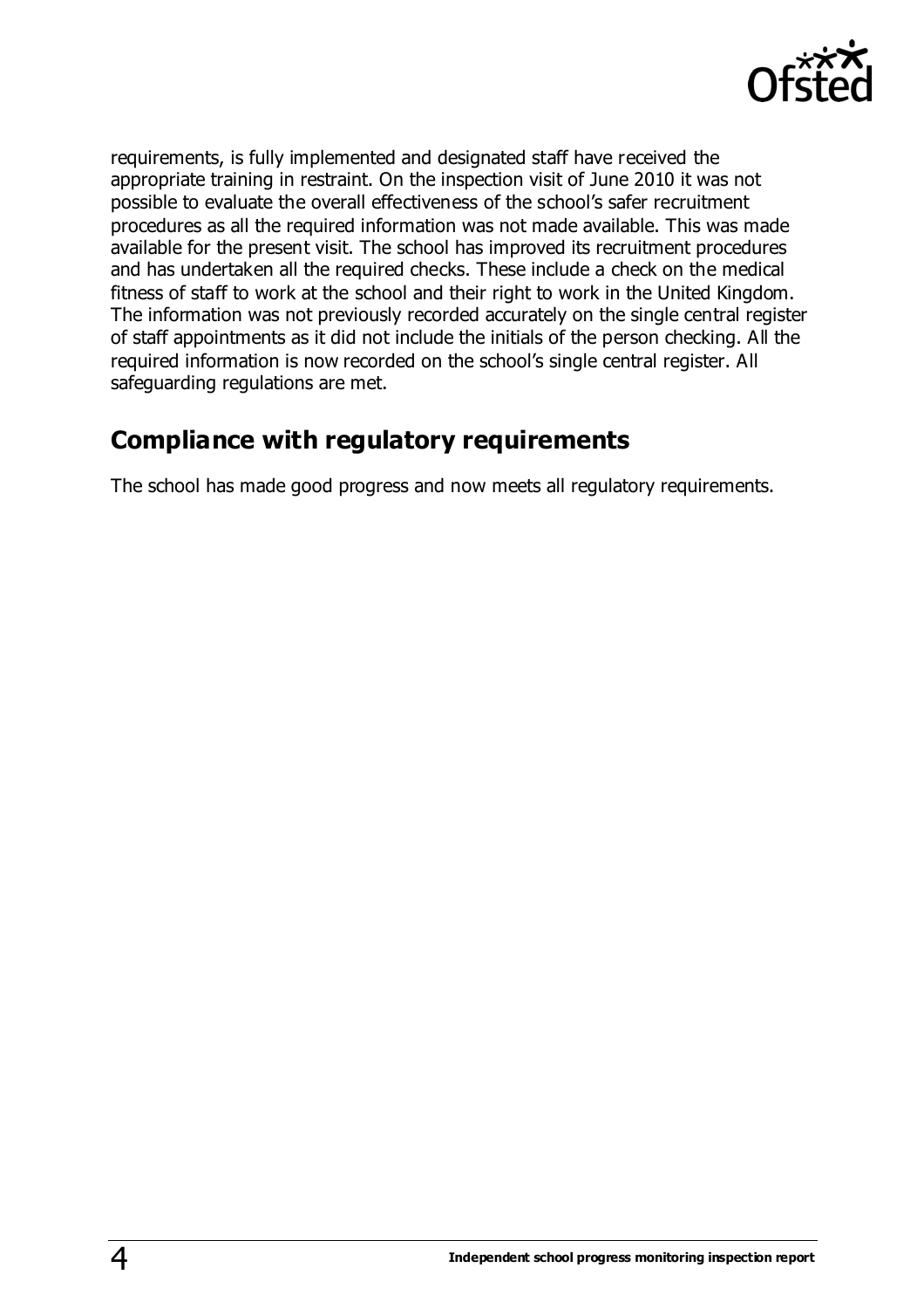requirements, is fully implemented and designated staff have received the appropriate training in restraint. On the inspection visit of June 2010 it was not possible to evaluate the overall effectiveness of the school's safer recruitment procedures as all the required information was not made available. This was made available for the present visit. The school has improved its recruitment procedures and has undertaken all the required checks. These include a check on the medical fitness of staff to work at the school and their right to work in the United Kingdom. The information was not previously recorded accurately on the single central register of staff appointments as it did not include the initials of the person checking. All the required information is now recorded on the school's single central register. All safeguarding regulations are met.

## Compliance with regulatory requirements

The school has made good progress and now meets all regulatory requirements.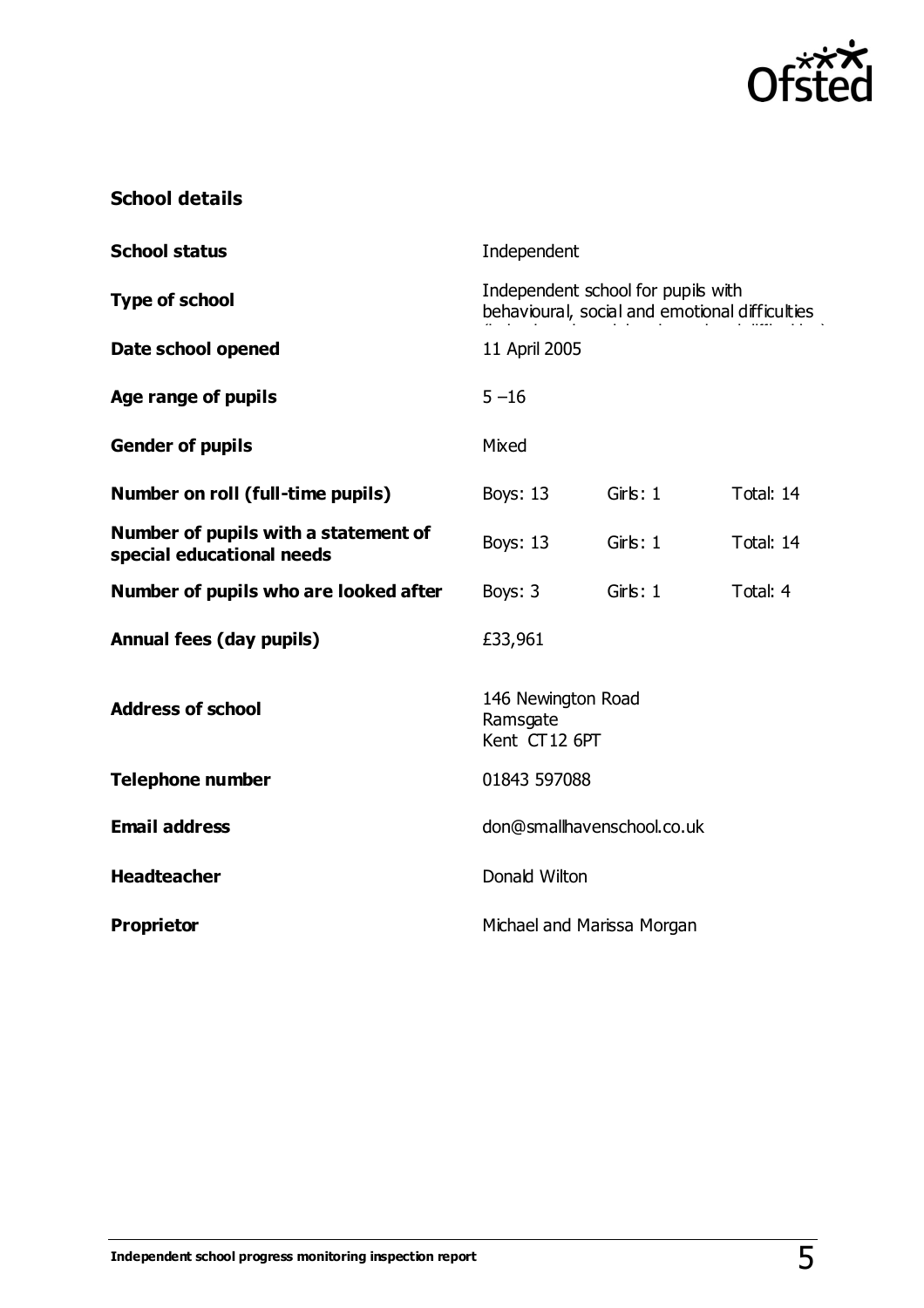## School details

| | | | |
|---|---|---|---|
| **School status** | Independent | | |
| **Type of school** | Independent school for pupils with behavioural, social and emotional difficulties | | |
| **Date school opened** | 11 April 2005 | | |
| **Age range of pupils** | 5 –16 | | |
| **Gender of pupils** | Mixed | | |
| **Number on roll (full-time pupils)** | Boys: 13 | Girls: 1 | Total: 14 |
| **Number of pupils with a statement of special educational needs** | Boys: 13 | Girls: 1 | Total: 14 |
| **Number of pupils who are looked after** | Boys: 3 | Girls: 1 | Total: 4 |
| **Annual fees (day pupils)** | £33,961 | | |
| **Address of school** | 146 Newington Road<br>Ramsgate<br>Kent CT12 6PT | | |
| **Telephone number** | 01843 597088 | | |
| **Email address** | don@smallhavenschool.co.uk | | |
| **Headteacher** | Donald Wilton | | |
| **Proprietor** | Michael and Marissa Morgan | | |